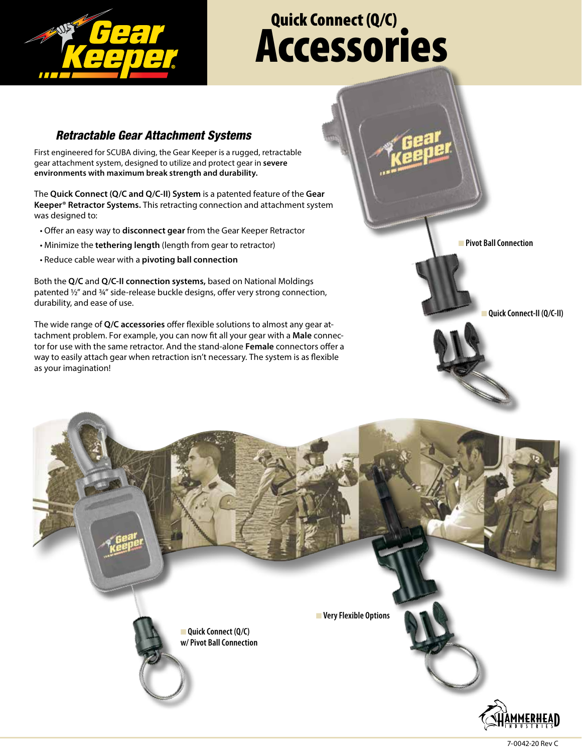# Quick Connect (Q/C) Accessories

## *Retractable Gear Attachment Systems*

First engineered for SCUBA diving, the Gear Keeper is a rugged, retractable gear attachment system, designed to utilize and protect gear in **severe environments with maximum break strength and durability.**

The **Quick Connect (Q/C and Q/C-II) System** is a patented feature of the **Gear Keeper® Retractor Systems.** This retracting connection and attachment system was designed to:

- Offer an easy way to **disconnect gear** from the Gear Keeper Retractor
- Minimize the **tethering length** (length from gear to retractor)
- Reduce cable wear with a **pivoting ball connection**

Both the **Q/C** and **Q/C-II connection systems,** based on National Moldings patented ½" and ¾" side-release buckle designs, offer very strong connection, durability, and ease of use.

The wide range of **Q/C accessories** offer flexible solutions to almost any gear attachment problem. For example, you can now fit all your gear with a **Male** connector for use with the same retractor. And the stand-alone **Female** connectors offer a way to easily attach gear when retraction isn't necessary. The system is as flexible as your imagination!

Pivot Ball Connection

Quick Connect-II (Q/C-II)

Quick Connect (Q/C) w/ Pivot Ball Connection

Very Flexible Options

7-0042-20 Rev C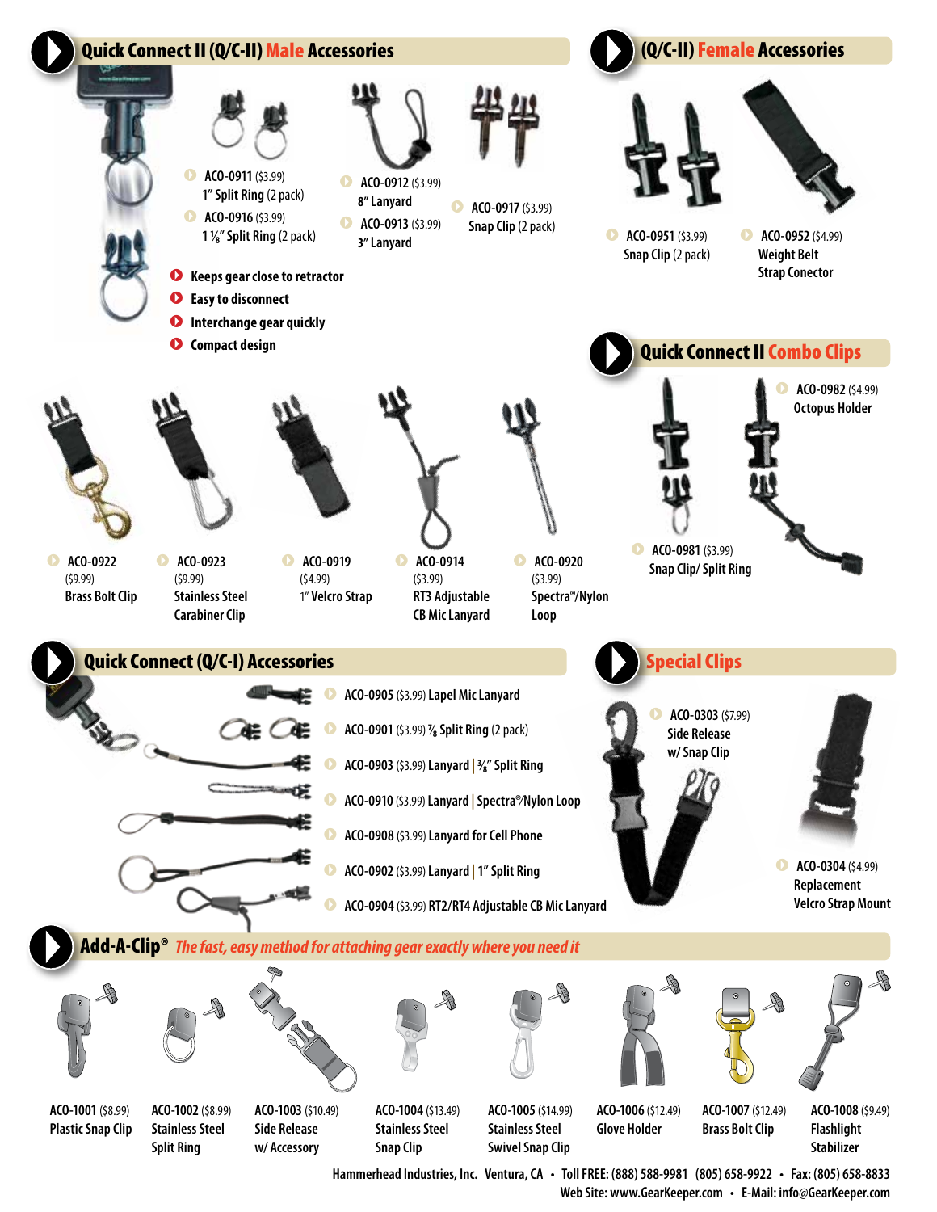## Quick Connect II (Q/C-II) Male Accessories

- ACO-0911 ($3.99) 1" Split Ring (2 pack)
- ACO-0916 ($3.99) 1 ⅛" Split Ring (2 pack)
- ACO-0912 ($3.99) 8" Lanyard
- ACO-0913 ($3.99) 3" Lanyard
- ACO-0917 ($3.99) Snap Clip (2 pack)

- Keeps gear close to retractor
- Easy to disconnect
- Interchange gear quickly
- Compact design

## (Q/C-II) Female Accessories

- ACO-0951 ($3.99) Snap Clip (2 pack)
- ACO-0952 ($4.99) Weight Belt Strap Conector

## Quick Connect II Combo Clips

- ACO-0982 ($4.99) Octopus Holder
- ACO-0981 ($3.99) Snap Clip/ Split Ring

- ACO-0922 ($9.99) Brass Bolt Clip
- ACO-0923 ($9.99) Stainless Steel Carabiner Clip
- ACO-0919 ($4.99) 1" Velcro Strap
- ACO-0914 ($3.99) RT3 Adjustable CB Mic Lanyard
- ACO-0920 ($3.99) Spectra®/Nylon Loop

## Quick Connect (Q/C-I) Accessories

- ACO-0905 ($3.99) Lapel Mic Lanyard
- ACO-0901 ($3.99) ⅞ Split Ring (2 pack)
- ACO-0903 ($3.99) Lanyard | ⅞" Split Ring
- ACO-0910 ($3.99) Lanyard | Spectra®Nylon Loop
- ACO-0908 ($3.99) Lanyard for Cell Phone
- ACO-0902 ($3.99) Lanyard | 1" Split Ring
- ACO-0904 ($3.99) RT2/RT4 Adjustable CB Mic Lanyard

## Special Clips

- ACO-0303 ($7.99) Side Release w/ Snap Clip
- ACO-0304 ($4.99) Replacement Velcro Strap Mount

## Add-A-Clip® *The fast, easy method for attaching gear exactly where you need it*

- ACO-1001 ($8.99) Plastic Snap Clip
- ACO-1002 ($8.99) Stainless Steel Split Ring
- ACO-1003 ($10.49) Side Release w/ Accessory
- ACO-1004 ($13.49) Stainless Steel Snap Clip
- ACO-1005 ($14.99) Stainless Steel Swivel Snap Clip
- ACO-1006 ($12.49) Glove Holder
- ACO-1007 ($12.49) Brass Bolt Clip
- ACO-1008 ($9.49) Flashlight Stabilizer

Hammerhead Industries, Inc. Ventura, CA • Toll FREE: (888) 588-9981 (805) 658-9922 • Fax: (805) 658-8833
Web Site: www.GearKeeper.com • E-Mail: info@GearKeeper.com